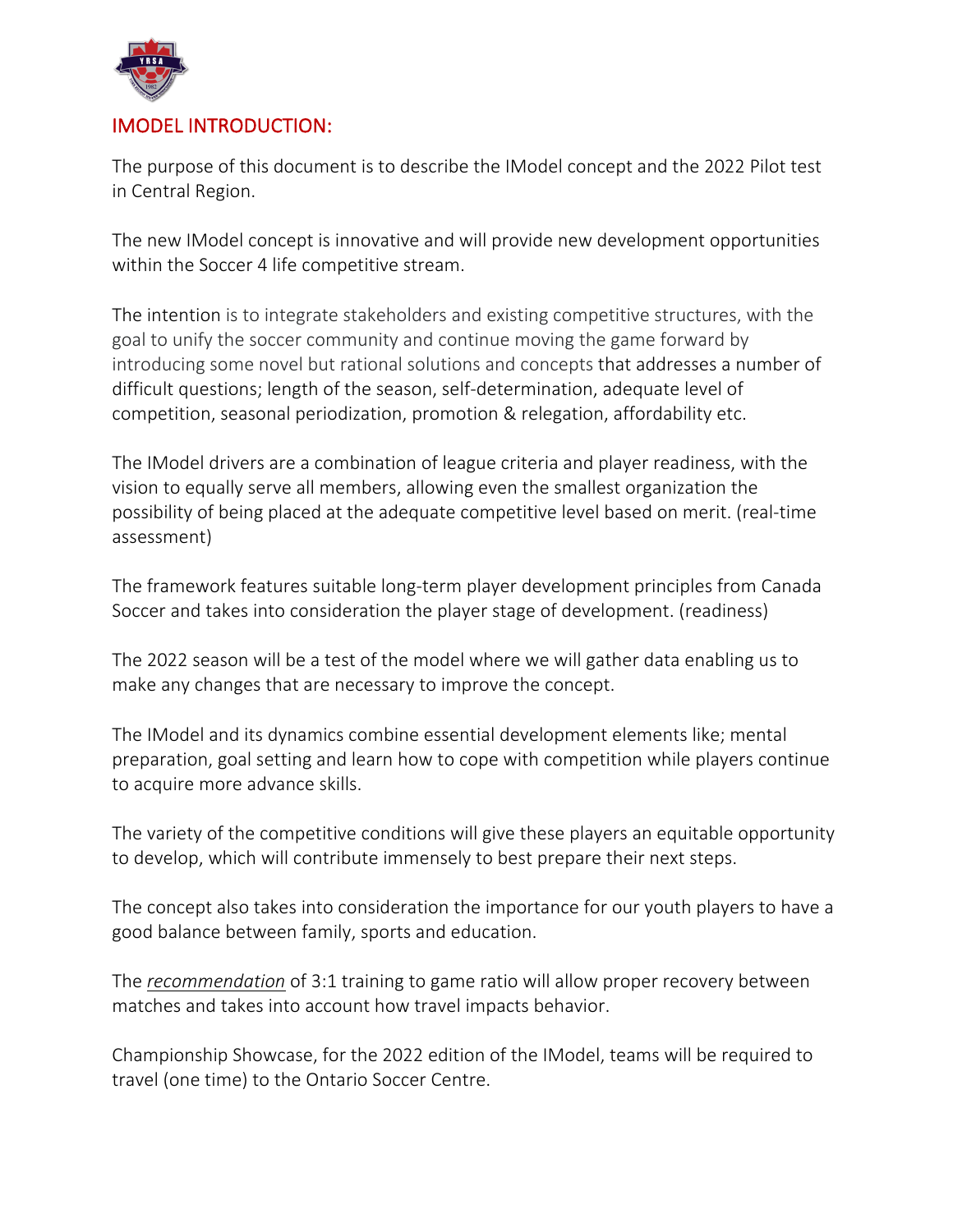## IMODEL INTRODUCTION:

The purpose of this document is to describe the IModel concept and the 2022 Pilot test in Central Region.

The new IModel concept is innovative and will provide new development opportunities within the Soccer 4 life competitive stream.

The intention is to integrate stakeholders and existing competitive structures, with the goal to unify the soccer community and continue moving the game forward by introducing some novel but rational solutions and concepts that addresses a number of difficult questions; length of the season, self-determination, adequate level of competition, seasonal periodization, promotion & relegation, affordability etc.

The IModel drivers are a combination of league criteria and player readiness, with the vision to equally serve all members, allowing even the smallest organization the possibility of being placed at the adequate competitive level based on merit. (real-time assessment)

The framework features suitable long-term player development principles from Canada Soccer and takes into consideration the player stage of development. (readiness)

The 2022 season will be a test of the model where we will gather data enabling us to make any changes that are necessary to improve the concept.

The IModel and its dynamics combine essential development elements like; mental preparation, goal setting and learn how to cope with competition while players continue to acquire more advance skills.

The variety of the competitive conditions will give these players an equitable opportunity to develop, which will contribute immensely to best prepare their next steps.

The concept also takes into consideration the importance for our youth players to have a good balance between family, sports and education.

The ***recommendation*** of 3:1 training to game ratio will allow proper recovery between matches and takes into account how travel impacts behavior.

Championship Showcase, for the 2022 edition of the IModel, teams will be required to travel (one time) to the Ontario Soccer Centre.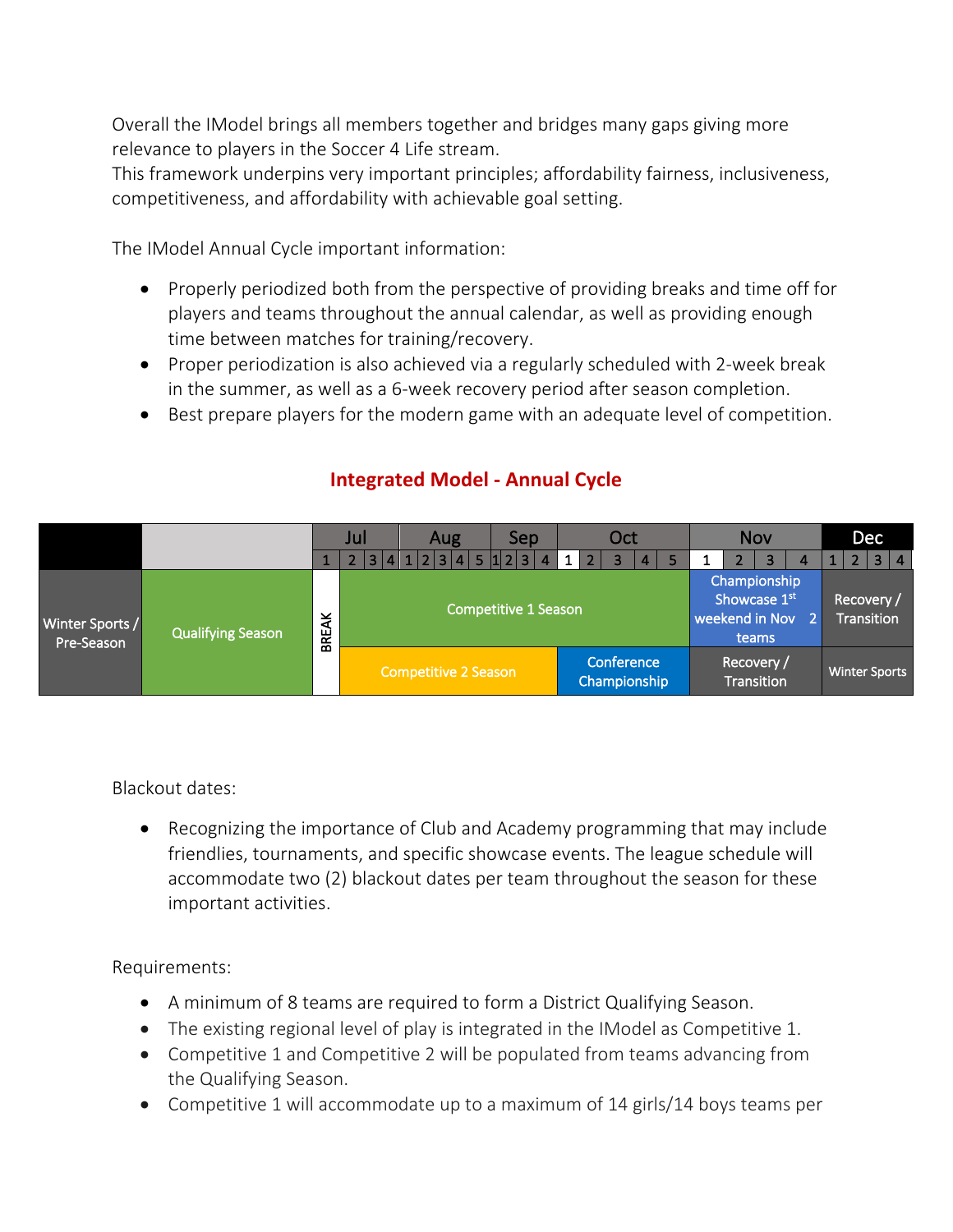Overall the IModel brings all members together and bridges many gaps giving more relevance to players in the Soccer 4 Life stream.
This framework underpins very important principles; affordability fairness, inclusiveness, competitiveness, and affordability with achievable goal setting.

The IModel Annual Cycle important information:

- Properly periodized both from the perspective of providing breaks and time off for players and teams throughout the annual calendar, as well as providing enough time between matches for training/recovery.
- Proper periodization is also achieved via a regularly scheduled with 2-week break in the summer, as well as a 6-week recovery period after season completion.
- Best prepare players for the modern game with an adequate level of competition.

## Integrated Model - Annual Cycle

| | | Jul (wk 1) | Jul (wks 2–4), Aug (wks 1–5), Sep (wks 1–4), Oct (wks 1–2) | Oct (wks 3–5) | Nov (wks 1–4) | Dec (wks 1–4) |
|---|---|---|---|---|---|---|
| Winter Sports / Pre-Season | Qualifying Season | BREAK | Competitive 1 Season | Competitive 1 Season | Championship Showcase 1st weekend in Nov 2 teams | Recovery / Transition |
| | | | Competitive 2 Season | Conference Championship | Recovery / Transition | Winter Sports |

Blackout dates:

- Recognizing the importance of Club and Academy programming that may include friendlies, tournaments, and specific showcase events. The league schedule will accommodate two (2) blackout dates per team throughout the season for these important activities.

Requirements:

- A minimum of 8 teams are required to form a District Qualifying Season.
- The existing regional level of play is integrated in the IModel as Competitive 1.
- Competitive 1 and Competitive 2 will be populated from teams advancing from the Qualifying Season.
- Competitive 1 will accommodate up to a maximum of 14 girls/14 boys teams per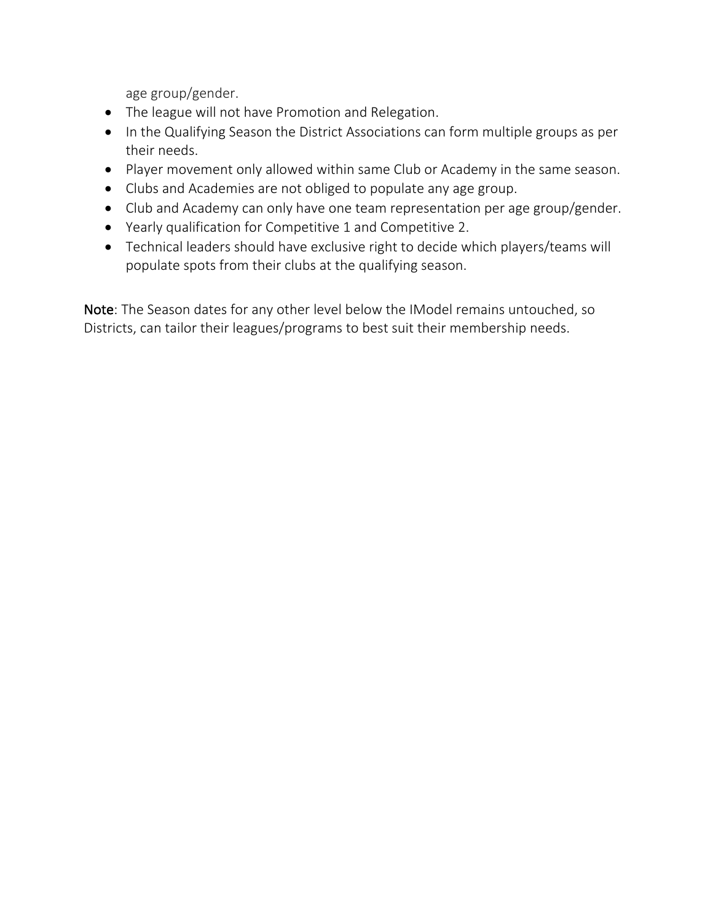age group/gender.

- The league will not have Promotion and Relegation.
- In the Qualifying Season the District Associations can form multiple groups as per their needs.
- Player movement only allowed within same Club or Academy in the same season.
- Clubs and Academies are not obliged to populate any age group.
- Club and Academy can only have one team representation per age group/gender.
- Yearly qualification for Competitive 1 and Competitive 2.
- Technical leaders should have exclusive right to decide which players/teams will populate spots from their clubs at the qualifying season.

Note: The Season dates for any other level below the IModel remains untouched, so Districts, can tailor their leagues/programs to best suit their membership needs.